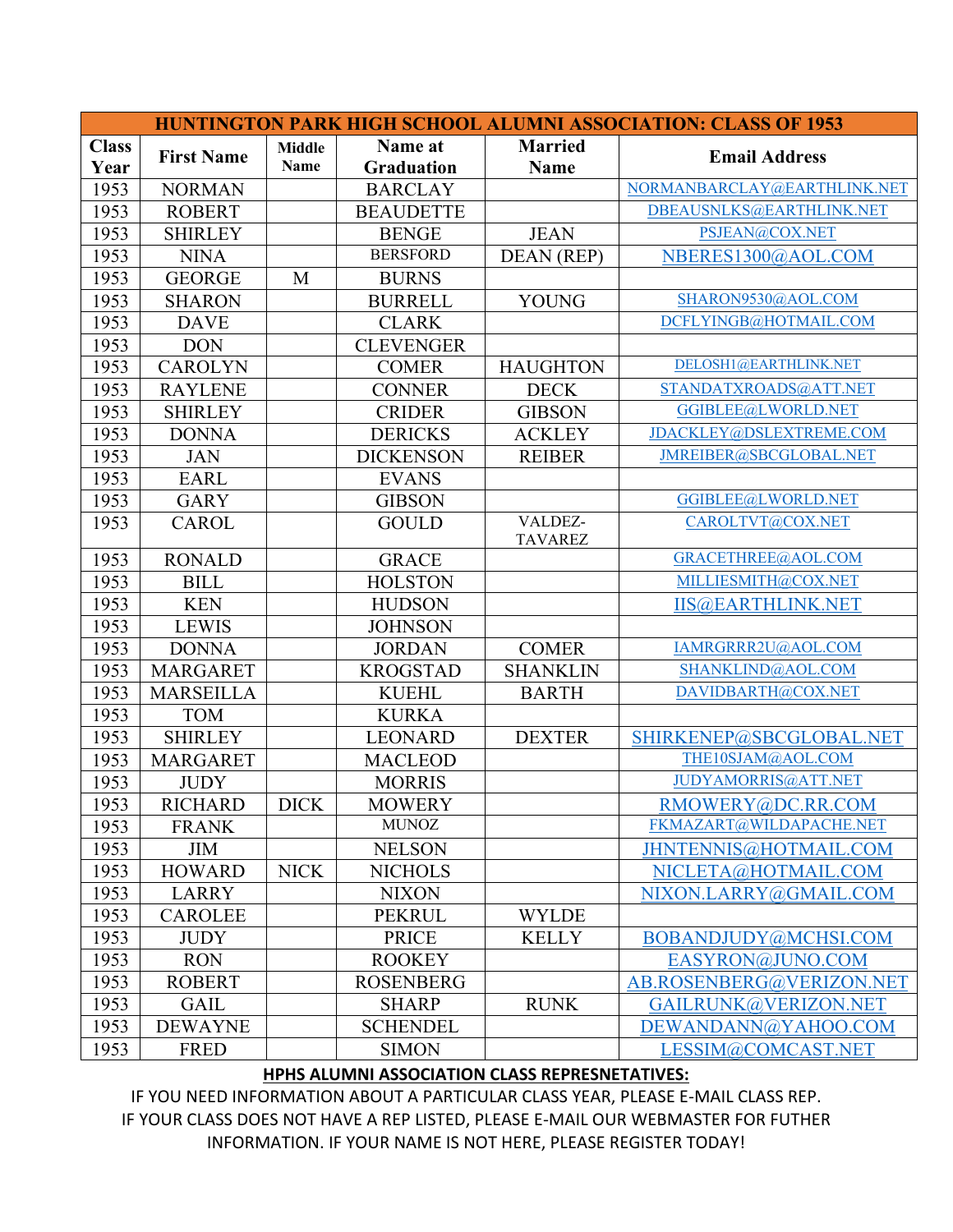| HUNTINGTON PARK HIGH SCHOOL ALUMNI ASSOCIATION: CLASS OF 1953 | | | | | |
|---|---|---|---|---|---|
| Class Year | First Name | Middle Name | Name at Graduation | Married Name | Email Address |
| 1953 | NORMAN | | BARCLAY | | NORMANBARCLAY@EARTHLINK.NET |
| 1953 | ROBERT | | BEAUDETTE | | DBEAUSNLKS@EARTHLINK.NET |
| 1953 | SHIRLEY | | BENGE | JEAN | PSJEAN@COX.NET |
| 1953 | NINA | | BERSFORD | DEAN (REP) | NBERES1300@AOL.COM |
| 1953 | GEORGE | M | BURNS | | |
| 1953 | SHARON | | BURRELL | YOUNG | SHARON9530@AOL.COM |
| 1953 | DAVE | | CLARK | | DCFLYINGB@HOTMAIL.COM |
| 1953 | DON | | CLEVENGER | | |
| 1953 | CAROLYN | | COMER | HAUGHTON | DELOSH1@EARTHLINK.NET |
| 1953 | RAYLENE | | CONNER | DECK | STANDATXROADS@ATT.NET |
| 1953 | SHIRLEY | | CRIDER | GIBSON | GGIBLEE@LWORLD.NET |
| 1953 | DONNA | | DERICKS | ACKLEY | JDACKLEY@DSLEXTREME.COM |
| 1953 | JAN | | DICKENSON | REIBER | JMREIBER@SBCGLOBAL.NET |
| 1953 | EARL | | EVANS | | |
| 1953 | GARY | | GIBSON | | GGIBLEE@LWORLD.NET |
| 1953 | CAROL | | GOULD | VALDEZ-TAVAREZ | CAROLTVT@COX.NET |
| 1953 | RONALD | | GRACE | | GRACETHREE@AOL.COM |
| 1953 | BILL | | HOLSTON | | MILLIESMITH@COX.NET |
| 1953 | KEN | | HUDSON | | IIS@EARTHLINK.NET |
| 1953 | LEWIS | | JOHNSON | | |
| 1953 | DONNA | | JORDAN | COMER | IAMRGRRR2U@AOL.COM |
| 1953 | MARGARET | | KROGSTAD | SHANKLIN | SHANKLIND@AOL.COM |
| 1953 | MARSEILLA | | KUEHL | BARTH | DAVIDBARTH@COX.NET |
| 1953 | TOM | | KURKA | | |
| 1953 | SHIRLEY | | LEONARD | DEXTER | SHIRKENEP@SBCGLOBAL.NET |
| 1953 | MARGARET | | MACLEOD | | THE10SJAM@AOL.COM |
| 1953 | JUDY | | MORRIS | | JUDYAMORRIS@ATT.NET |
| 1953 | RICHARD | DICK | MOWERY | | RMOWERY@DC.RR.COM |
| 1953 | FRANK | | MUNOZ | | FKMAZART@WILDAPACHE.NET |
| 1953 | JIM | | NELSON | | JHNTENNIS@HOTMAIL.COM |
| 1953 | HOWARD | NICK | NICHOLS | | NICLETA@HOTMAIL.COM |
| 1953 | LARRY | | NIXON | | NIXON.LARRY@GMAIL.COM |
| 1953 | CAROLEE | | PEKRUL | WYLDE | |
| 1953 | JUDY | | PRICE | KELLY | BOBANDJUDY@MCHSI.COM |
| 1953 | RON | | ROOKEY | | EASYRON@JUNO.COM |
| 1953 | ROBERT | | ROSENBERG | | AB.ROSENBERG@VERIZON.NET |
| 1953 | GAIL | | SHARP | RUNK | GAILRUNK@VERIZON.NET |
| 1953 | DEWAYNE | | SCHENDEL | | DEWANDANN@YAHOO.COM |
| 1953 | FRED | | SIMON | | LESSIM@COMCAST.NET |

**HPHS ALUMNI ASSOCIATION CLASS REPRESNETATIVES:**

IF YOU NEED INFORMATION ABOUT A PARTICULAR CLASS YEAR, PLEASE E-MAIL CLASS REP.
IF YOUR CLASS DOES NOT HAVE A REP LISTED, PLEASE E-MAIL OUR WEBMASTER FOR FUTHER INFORMATION. IF YOUR NAME IS NOT HERE, PLEASE REGISTER TODAY!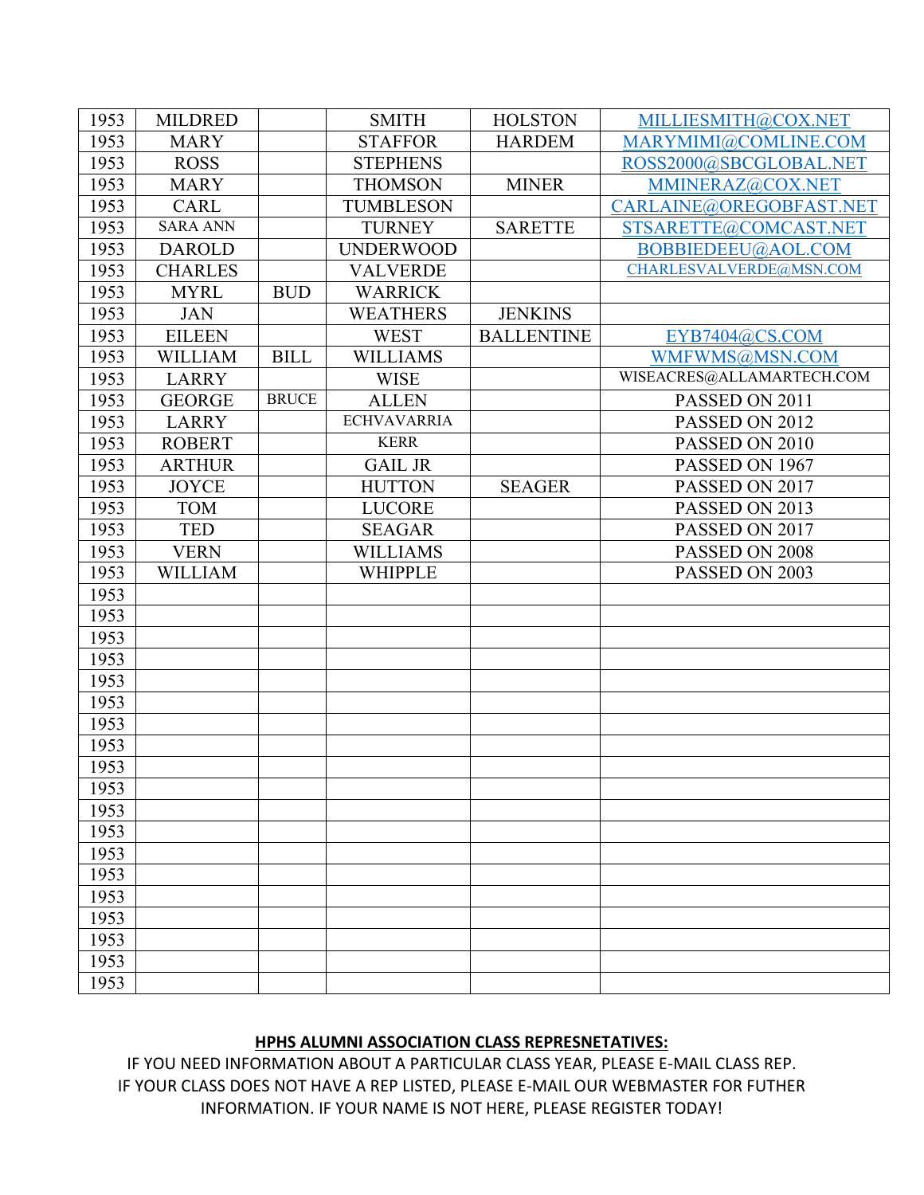| | | | | | |
|---|---|---|---|---|---|
| 1953 | MILDRED | | SMITH | HOLSTON | MILLIESMITH@COX.NET |
| 1953 | MARY | | STAFFOR | HARDEM | MARYMIMI@COMLINE.COM |
| 1953 | ROSS | | STEPHENS | | ROSS2000@SBCGLOBAL.NET |
| 1953 | MARY | | THOMSON | MINER | MMINERAZ@COX.NET |
| 1953 | CARL | | TUMBLESON | | CARLAINE@OREGOBFAST.NET |
| 1953 | SARA ANN | | TURNEY | SARETTE | STSARETTE@COMCAST.NET |
| 1953 | DAROLD | | UNDERWOOD | | BOBBIEDEEU@AOL.COM |
| 1953 | CHARLES | | VALVERDE | | CHARLESVALVERDE@MSN.COM |
| 1953 | MYRL | BUD | WARRICK | | |
| 1953 | JAN | | WEATHERS | JENKINS | |
| 1953 | EILEEN | | WEST | BALLENTINE | EYB7404@CS.COM |
| 1953 | WILLIAM | BILL | WILLIAMS | | WMFWMS@MSN.COM |
| 1953 | LARRY | | WISE | | WISEACRES@ALLAMARTECH.COM |
| 1953 | GEORGE | BRUCE | ALLEN | | PASSED ON 2011 |
| 1953 | LARRY | | ECHVAVARRIA | | PASSED ON 2012 |
| 1953 | ROBERT | | KERR | | PASSED ON 2010 |
| 1953 | ARTHUR | | GAIL JR | | PASSED ON 1967 |
| 1953 | JOYCE | | HUTTON | SEAGER | PASSED ON 2017 |
| 1953 | TOM | | LUCORE | | PASSED ON 2013 |
| 1953 | TED | | SEAGAR | | PASSED ON 2017 |
| 1953 | VERN | | WILLIAMS | | PASSED ON 2008 |
| 1953 | WILLIAM | | WHIPPLE | | PASSED ON 2003 |
| 1953 | | | | | |
| 1953 | | | | | |
| 1953 | | | | | |
| 1953 | | | | | |
| 1953 | | | | | |
| 1953 | | | | | |
| 1953 | | | | | |
| 1953 | | | | | |
| 1953 | | | | | |
| 1953 | | | | | |
| 1953 | | | | | |
| 1953 | | | | | |
| 1953 | | | | | |
| 1953 | | | | | |
| 1953 | | | | | |
| 1953 | | | | | |
| 1953 | | | | | |
| 1953 | | | | | |
| 1953 | | | | | |

**HPHS ALUMNI ASSOCIATION CLASS REPRESNETATIVES:**

IF YOU NEED INFORMATION ABOUT A PARTICULAR CLASS YEAR, PLEASE E-MAIL CLASS REP.
IF YOUR CLASS DOES NOT HAVE A REP LISTED, PLEASE E-MAIL OUR WEBMASTER FOR FUTHER INFORMATION. IF YOUR NAME IS NOT HERE, PLEASE REGISTER TODAY!